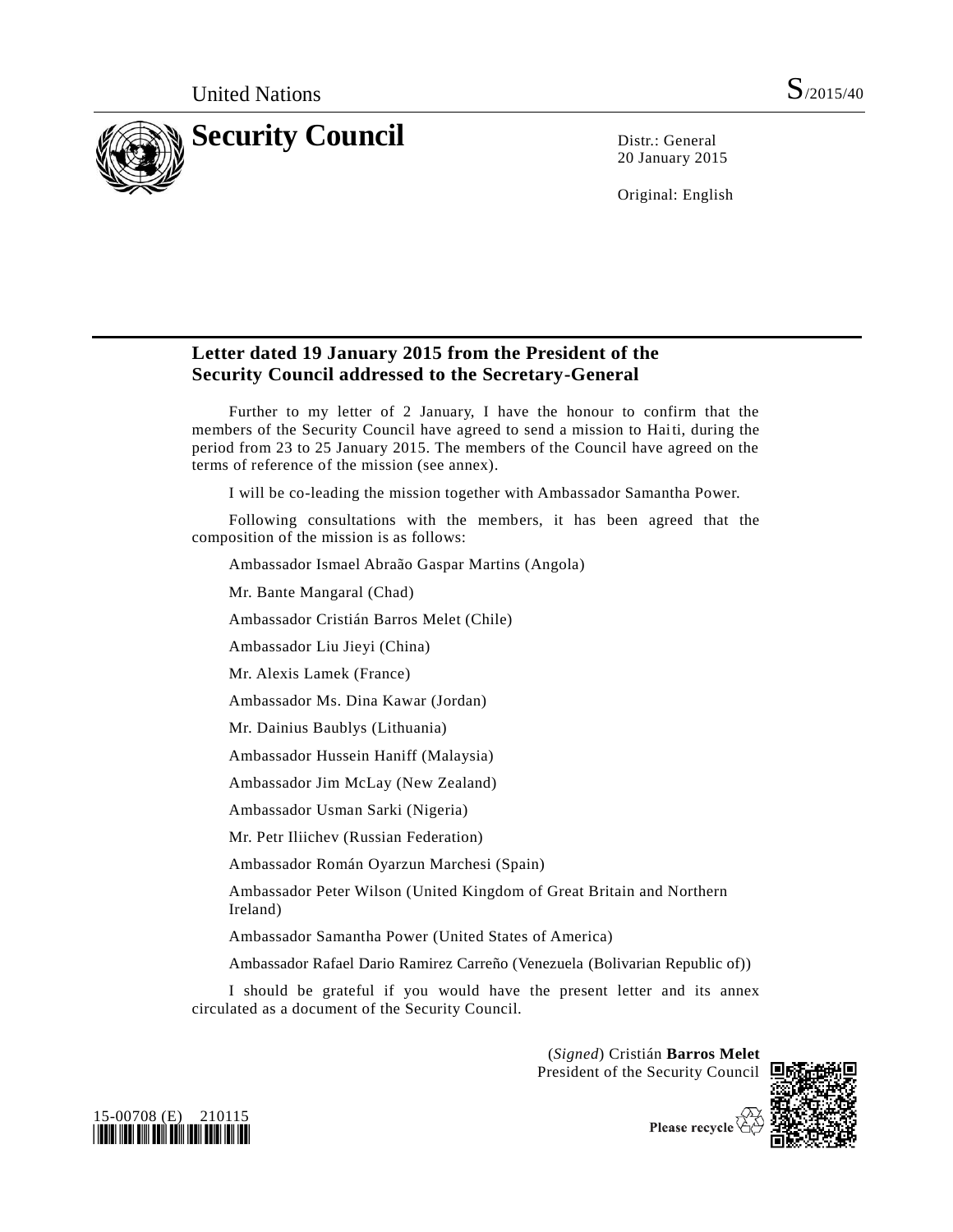United Nations S/2015/40

# Security Council

Distr.: General
20 January 2015

Original: English

## Letter dated 19 January 2015 from the President of the Security Council addressed to the Secretary-General

Further to my letter of 2 January, I have the honour to confirm that the members of the Security Council have agreed to send a mission to Haiti, during the period from 23 to 25 January 2015. The members of the Council have agreed on the terms of reference of the mission (see annex).

I will be co-leading the mission together with Ambassador Samantha Power.

Following consultations with the members, it has been agreed that the composition of the mission is as follows:

Ambassador Ismael Abraão Gaspar Martins (Angola)

Mr. Bante Mangaral (Chad)

Ambassador Cristián Barros Melet (Chile)

Ambassador Liu Jieyi (China)

Mr. Alexis Lamek (France)

Ambassador Ms. Dina Kawar (Jordan)

Mr. Dainius Baublys (Lithuania)

Ambassador Hussein Haniff (Malaysia)

Ambassador Jim McLay (New Zealand)

Ambassador Usman Sarki (Nigeria)

Mr. Petr Iliichev (Russian Federation)

Ambassador Román Oyarzun Marchesi (Spain)

Ambassador Peter Wilson (United Kingdom of Great Britain and Northern Ireland)

Ambassador Samantha Power (United States of America)

Ambassador Rafael Dario Ramirez Carreño (Venezuela (Bolivarian Republic of))

I should be grateful if you would have the present letter and its annex circulated as a document of the Security Council.

(*Signed*) Cristián **Barros Melet**
President of the Security Council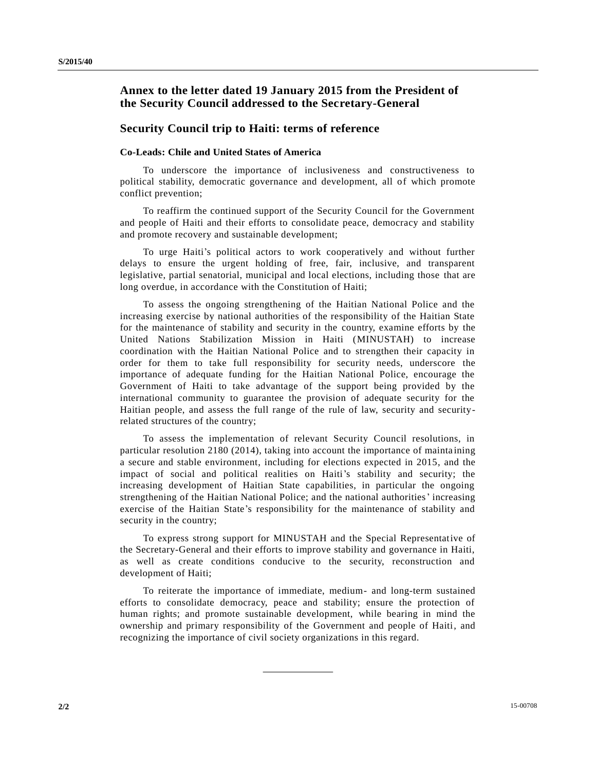## Annex to the letter dated 19 January 2015 from the President of the Security Council addressed to the Secretary-General

## Security Council trip to Haiti: terms of reference

**Co-Leads: Chile and United States of America**

To underscore the importance of inclusiveness and constructiveness to political stability, democratic governance and development, all of which promote conflict prevention;

To reaffirm the continued support of the Security Council for the Government and people of Haiti and their efforts to consolidate peace, democracy and stability and promote recovery and sustainable development;

To urge Haiti's political actors to work cooperatively and without further delays to ensure the urgent holding of free, fair, inclusive, and transparent legislative, partial senatorial, municipal and local elections, including those that are long overdue, in accordance with the Constitution of Haiti;

To assess the ongoing strengthening of the Haitian National Police and the increasing exercise by national authorities of the responsibility of the Haitian State for the maintenance of stability and security in the country, examine efforts by the United Nations Stabilization Mission in Haiti (MINUSTAH) to increase coordination with the Haitian National Police and to strengthen their capacity in order for them to take full responsibility for security needs, underscore the importance of adequate funding for the Haitian National Police, encourage the Government of Haiti to take advantage of the support being provided by the international community to guarantee the provision of adequate security for the Haitian people, and assess the full range of the rule of law, security and security-related structures of the country;

To assess the implementation of relevant Security Council resolutions, in particular resolution 2180 (2014), taking into account the importance of maintaining a secure and stable environment, including for elections expected in 2015, and the impact of social and political realities on Haiti's stability and security; the increasing development of Haitian State capabilities, in particular the ongoing strengthening of the Haitian National Police; and the national authorities' increasing exercise of the Haitian State's responsibility for the maintenance of stability and security in the country;

To express strong support for MINUSTAH and the Special Representative of the Secretary-General and their efforts to improve stability and governance in Haiti, as well as create conditions conducive to the security, reconstruction and development of Haiti;

To reiterate the importance of immediate, medium- and long-term sustained efforts to consolidate democracy, peace and stability; ensure the protection of human rights; and promote sustainable development, while bearing in mind the ownership and primary responsibility of the Government and people of Haiti, and recognizing the importance of civil society organizations in this regard.